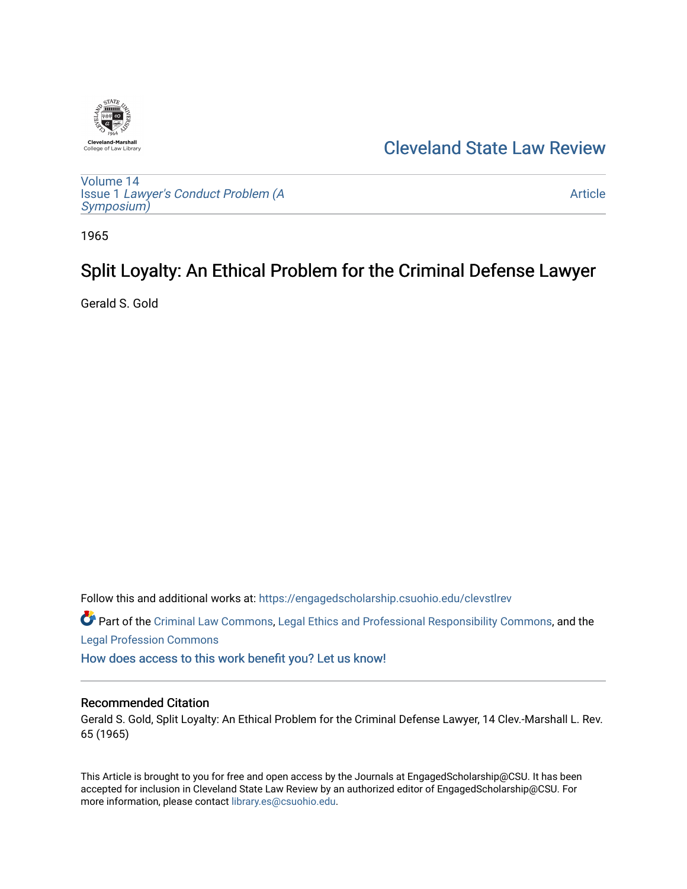Cleveland State Law Review

Volume 14
Issue 1 *Lawyer's Conduct Problem (A Symposium)*

Article

1965

# Split Loyalty: An Ethical Problem for the Criminal Defense Lawyer

Gerald S. Gold

Follow this and additional works at: https://engagedscholarship.csuohio.edu/clevstlrev

Part of the Criminal Law Commons, Legal Ethics and Professional Responsibility Commons, and the Legal Profession Commons

How does access to this work benefit you? Let us know!

## Recommended Citation

Gerald S. Gold, Split Loyalty: An Ethical Problem for the Criminal Defense Lawyer, 14 Clev.-Marshall L. Rev. 65 (1965)

This Article is brought to you for free and open access by the Journals at EngagedScholarship@CSU. It has been accepted for inclusion in Cleveland State Law Review by an authorized editor of EngagedScholarship@CSU. For more information, please contact library.es@csuohio.edu.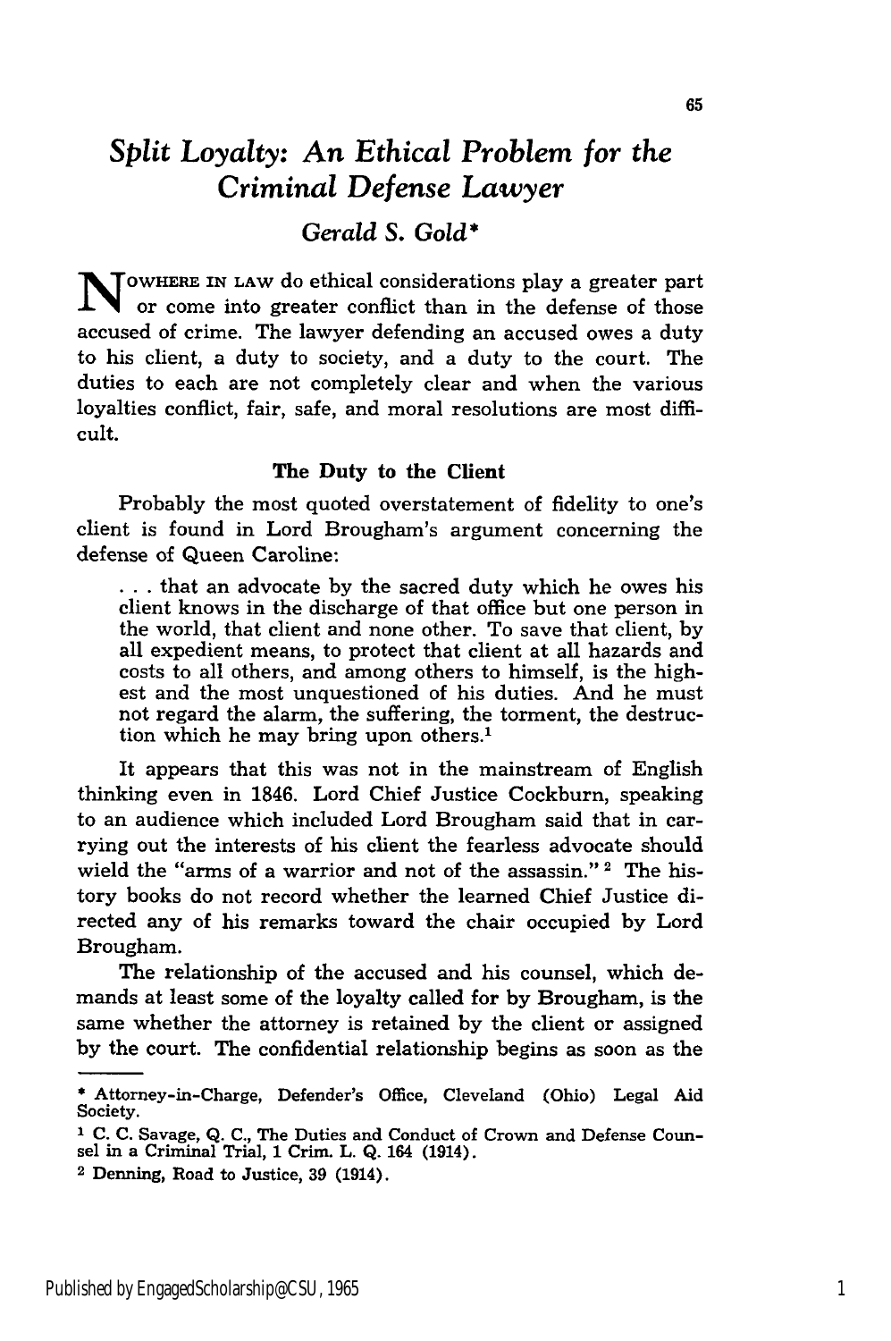# *Split Loyalty: An Ethical Problem for the Criminal Defense Lawyer*

*Gerald S. Gold\**

NOWHERE IN LAW do ethical considerations play a greater part or come into greater conflict than in the defense of those accused of crime. The lawyer defending an accused owes a duty to his client, a duty to society, and a duty to the court. The duties to each are not completely clear and when the various loyalties conflict, fair, safe, and moral resolutions are most difficult.

### The Duty to the Client

Probably the most quoted overstatement of fidelity to one's client is found in Lord Brougham's argument concerning the defense of Queen Caroline:

> . . . that an advocate by the sacred duty which he owes his client knows in the discharge of that office but one person in the world, that client and none other. To save that client, by all expedient means, to protect that client at all hazards and costs to all others, and among others to himself, is the highest and the most unquestioned of his duties. And he must not regard the alarm, the suffering, the torment, the destruction which he may bring upon others.[1]

It appears that this was not in the mainstream of English thinking even in 1846. Lord Chief Justice Cockburn, speaking to an audience which included Lord Brougham said that in carrying out the interests of his client the fearless advocate should wield the "arms of a warrior and not of the assassin."[2] The history books do not record whether the learned Chief Justice directed any of his remarks toward the chair occupied by Lord Brougham.

The relationship of the accused and his counsel, which demands at least some of the loyalty called for by Brougham, is the same whether the attorney is retained by the client or assigned by the court. The confidential relationship begins as soon as the

---

\* Attorney-in-Charge, Defender's Office, Cleveland (Ohio) Legal Aid Society.

[1] C. C. Savage, Q. C., The Duties and Conduct of Crown and Defense Counsel in a Criminal Trial, 1 Crim. L. Q. 164 (1914).

[2] Denning, Road to Justice, 39 (1914).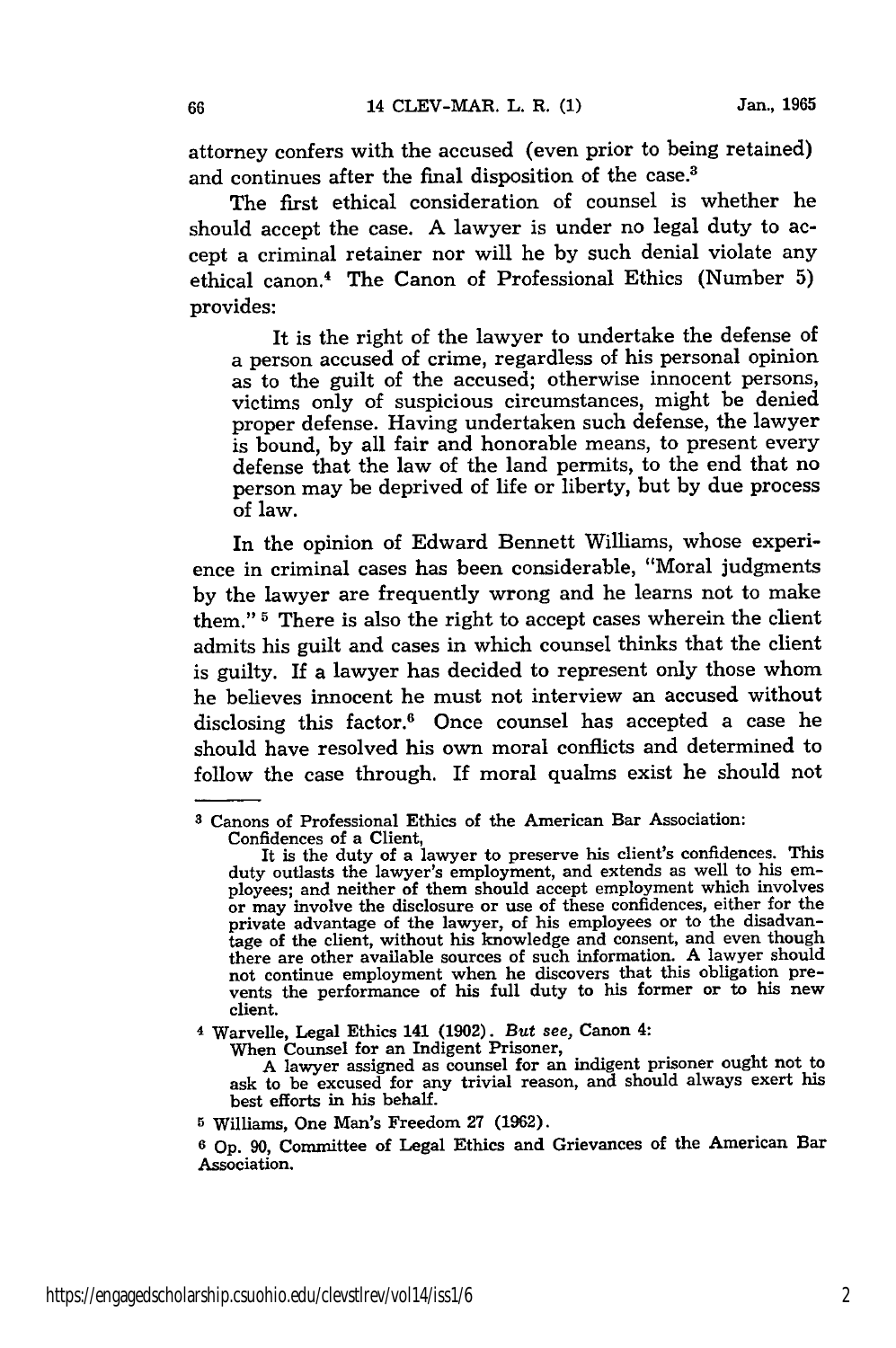attorney confers with the accused (even prior to being retained) and continues after the final disposition of the case.[3]

The first ethical consideration of counsel is whether he should accept the case. A lawyer is under no legal duty to accept a criminal retainer nor will he by such denial violate any ethical canon.[4] The Canon of Professional Ethics (Number 5) provides:

> It is the right of the lawyer to undertake the defense of a person accused of crime, regardless of his personal opinion as to the guilt of the accused; otherwise innocent persons, victims only of suspicious circumstances, might be denied proper defense. Having undertaken such defense, the lawyer is bound, by all fair and honorable means, to present every defense that the law of the land permits, to the end that no person may be deprived of life or liberty, but by due process of law.

In the opinion of Edward Bennett Williams, whose experience in criminal cases has been considerable, "Moral judgments by the lawyer are frequently wrong and he learns not to make them."[5] There is also the right to accept cases wherein the client admits his guilt and cases in which counsel thinks that the client is guilty. If a lawyer has decided to represent only those whom he believes innocent he must not interview an accused without disclosing this factor.[6] Once counsel has accepted a case he should have resolved his own moral conflicts and determined to follow the case through. If moral qualms exist he should not

---

[3] Canons of Professional Ethics of the American Bar Association:

Confidences of a Client,

It is the duty of a lawyer to preserve his client's confidences. This duty outlasts the lawyer's employment, and extends as well to his employees; and neither of them should accept employment which involves or may involve the disclosure or use of these confidences, either for the private advantage of the lawyer, of his employees or to the disadvantage of the client, without his knowledge and consent, and even though there are other available sources of such information. A lawyer should not continue employment when he discovers that this obligation prevents the performance of his full duty to his former or to his new client.

[4] Warvelle, Legal Ethics 141 (1902). *But see,* Canon 4:

When Counsel for an Indigent Prisoner,

A lawyer assigned as counsel for an indigent prisoner ought not to ask to be excused for any trivial reason, and should always exert his best efforts in his behalf.

[5] Williams, One Man's Freedom 27 (1962).

[6] Op. 90, Committee of Legal Ethics and Grievances of the American Bar Association.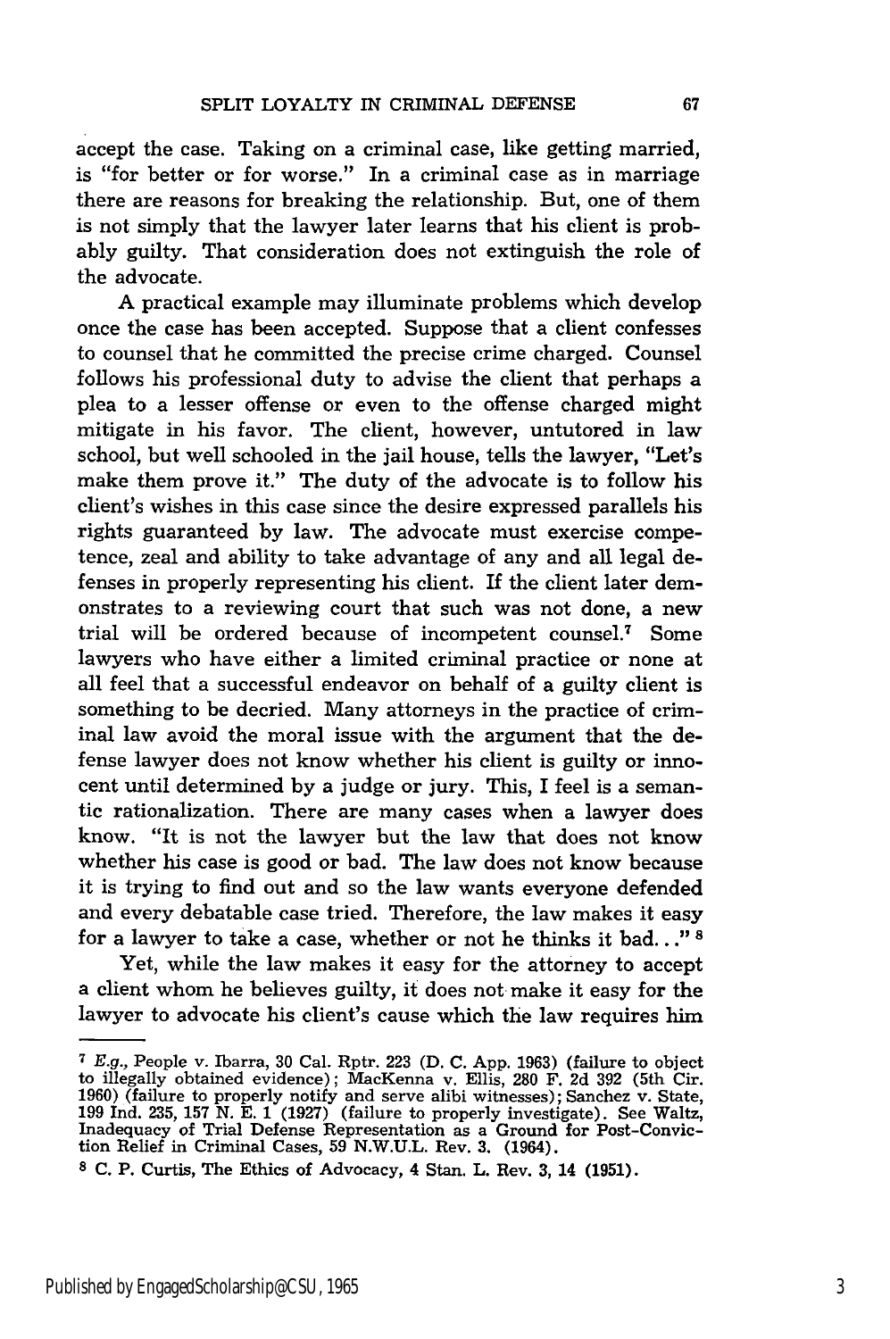accept the case. Taking on a criminal case, like getting married, is "for better or for worse." In a criminal case as in marriage there are reasons for breaking the relationship. But, one of them is not simply that the lawyer later learns that his client is probably guilty. That consideration does not extinguish the role of the advocate.

A practical example may illuminate problems which develop once the case has been accepted. Suppose that a client confesses to counsel that he committed the precise crime charged. Counsel follows his professional duty to advise the client that perhaps a plea to a lesser offense or even to the offense charged might mitigate in his favor. The client, however, untutored in law school, but well schooled in the jail house, tells the lawyer, "Let's make them prove it." The duty of the advocate is to follow his client's wishes in this case since the desire expressed parallels his rights guaranteed by law. The advocate must exercise competence, zeal and ability to take advantage of any and all legal defenses in properly representing his client. If the client later demonstrates to a reviewing court that such was not done, a new trial will be ordered because of incompetent counsel.[7] Some lawyers who have either a limited criminal practice or none at all feel that a successful endeavor on behalf of a guilty client is something to be decried. Many attorneys in the practice of criminal law avoid the moral issue with the argument that the defense lawyer does not know whether his client is guilty or innocent until determined by a judge or jury. This, I feel is a semantic rationalization. There are many cases when a lawyer does know. "It is not the lawyer but the law that does not know whether his case is good or bad. The law does not know because it is trying to find out and so the law wants everyone defended and every debatable case tried. Therefore, the law makes it easy for a lawyer to take a case, whether or not he thinks it bad..."[8]

Yet, while the law makes it easy for the attorney to accept a client whom he believes guilty, it does not make it easy for the lawyer to advocate his client's cause which the law requires him

---

[7] *E.g.*, People v. Ibarra, 30 Cal. Rptr. 223 (D. C. App. 1963) (failure to object to illegally obtained evidence); MacKenna v. Ellis, 280 F. 2d 392 (5th Cir. 1960) (failure to properly notify and serve alibi witnesses); Sanchez v. State, 199 Ind. 235, 157 N. E. 1 (1927) (failure to properly investigate). See Waltz, Inadequacy of Trial Defense Representation as a Ground for Post-Conviction Relief in Criminal Cases, 59 N.W.U.L. Rev. 3. (1964).

[8] C. P. Curtis, The Ethics of Advocacy, 4 Stan. L. Rev. 3, 14 (1951).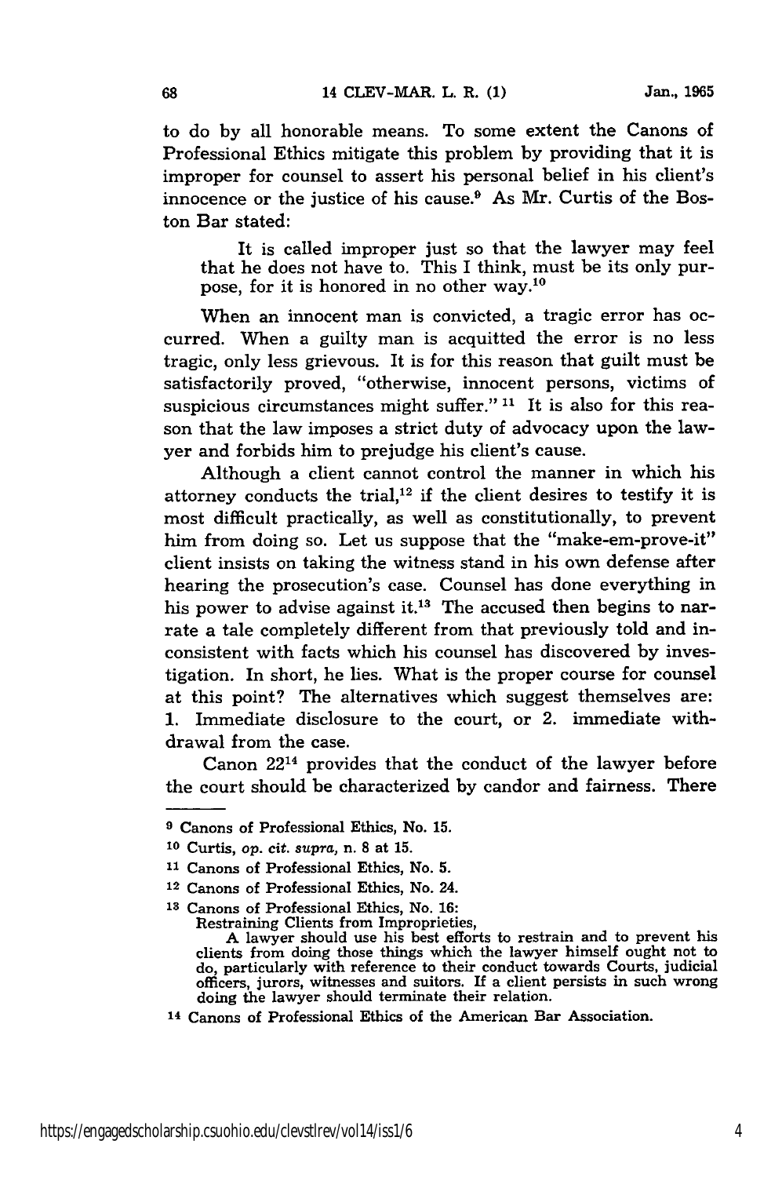to do by all honorable means. To some extent the Canons of Professional Ethics mitigate this problem by providing that it is improper for counsel to assert his personal belief in his client's innocence or the justice of his cause.[9] As Mr. Curtis of the Boston Bar stated:

> It is called improper just so that the lawyer may feel that he does not have to. This I think, must be its only purpose, for it is honored in no other way.[10]

When an innocent man is convicted, a tragic error has occurred. When a guilty man is acquitted the error is no less tragic, only less grievous. It is for this reason that guilt must be satisfactorily proved, "otherwise, innocent persons, victims of suspicious circumstances might suffer." [11] It is also for this reason that the law imposes a strict duty of advocacy upon the lawyer and forbids him to prejudge his client's cause.

Although a client cannot control the manner in which his attorney conducts the trial,[12] if the client desires to testify it is most difficult practically, as well as constitutionally, to prevent him from doing so. Let us suppose that the "make-em-prove-it" client insists on taking the witness stand in his own defense after hearing the prosecution's case. Counsel has done everything in his power to advise against it.[13] The accused then begins to narrate a tale completely different from that previously told and inconsistent with facts which his counsel has discovered by investigation. In short, he lies. What is the proper course for counsel at this point? The alternatives which suggest themselves are: 1. Immediate disclosure to the court, or 2. immediate withdrawal from the case.

Canon 22[14] provides that the conduct of the lawyer before the court should be characterized by candor and fairness. There

---

[9] Canons of Professional Ethics, No. 15.

[10] Curtis, *op. cit. supra*, n. 8 at 15.

[11] Canons of Professional Ethics, No. 5.

[12] Canons of Professional Ethics, No. 24.

[13] Canons of Professional Ethics, No. 16:
Restraining Clients from Improprieties,
A lawyer should use his best efforts to restrain and to prevent his clients from doing those things which the lawyer himself ought not to do, particularly with reference to their conduct towards Courts, judicial officers, jurors, witnesses and suitors. If a client persists in such wrong doing the lawyer should terminate their relation.

[14] Canons of Professional Ethics of the American Bar Association.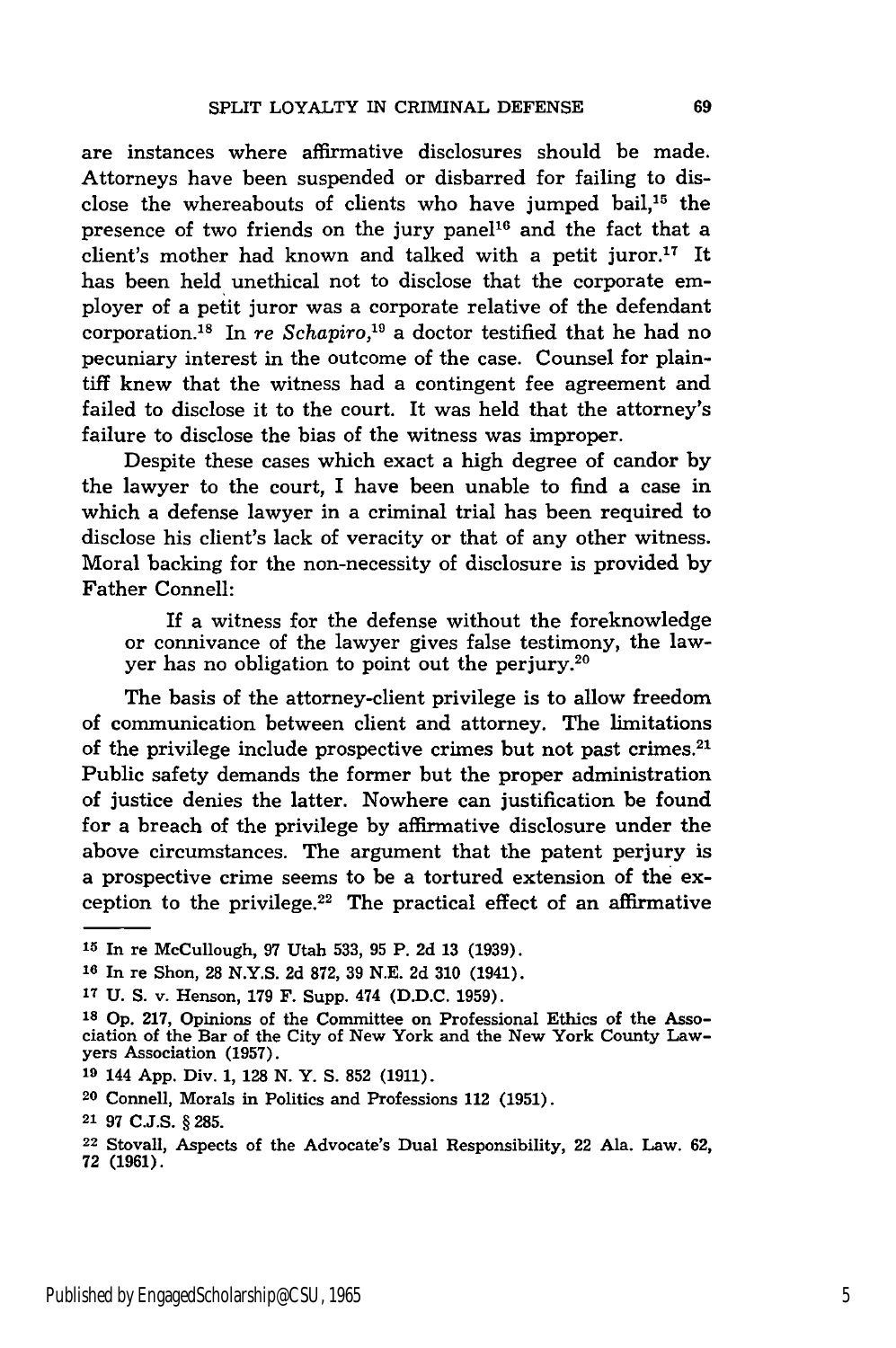are instances where affirmative disclosures should be made. Attorneys have been suspended or disbarred for failing to disclose the whereabouts of clients who have jumped bail,[15] the presence of two friends on the jury panel[16] and the fact that a client's mother had known and talked with a petit juror.[17] It has been held unethical not to disclose that the corporate employer of a petit juror was a corporate relative of the defendant corporation.[18] In *re Schapiro*,[19] a doctor testified that he had no pecuniary interest in the outcome of the case. Counsel for plaintiff knew that the witness had a contingent fee agreement and failed to disclose it to the court. It was held that the attorney's failure to disclose the bias of the witness was improper.

Despite these cases which exact a high degree of candor by the lawyer to the court, I have been unable to find a case in which a defense lawyer in a criminal trial has been required to disclose his client's lack of veracity or that of any other witness. Moral backing for the non-necessity of disclosure is provided by Father Connell:

> If a witness for the defense without the foreknowledge or connivance of the lawyer gives false testimony, the lawyer has no obligation to point out the perjury.[20]

The basis of the attorney-client privilege is to allow freedom of communication between client and attorney. The limitations of the privilege include prospective crimes but not past crimes.[21] Public safety demands the former but the proper administration of justice denies the latter. Nowhere can justification be found for a breach of the privilege by affirmative disclosure under the above circumstances. The argument that the patent perjury is a prospective crime seems to be a tortured extension of the exception to the privilege.[22] The practical effect of an affirmative

---

[15] In re McCullough, 97 Utah 533, 95 P. 2d 13 (1939).

[16] In re Shon, 28 N.Y.S. 2d 872, 39 N.E. 2d 310 (1941).

[17] U. S. v. Henson, 179 F. Supp. 474 (D.D.C. 1959).

[18] Op. 217, Opinions of the Committee on Professional Ethics of the Association of the Bar of the City of New York and the New York County Lawyers Association (1957).

[19] 144 App. Div. 1, 128 N. Y. S. 852 (1911).

[20] Connell, Morals in Politics and Professions 112 (1951).

[21] 97 C.J.S. § 285.

[22] Stovall, Aspects of the Advocate's Dual Responsibility, 22 Ala. Law. 62, 72 (1961).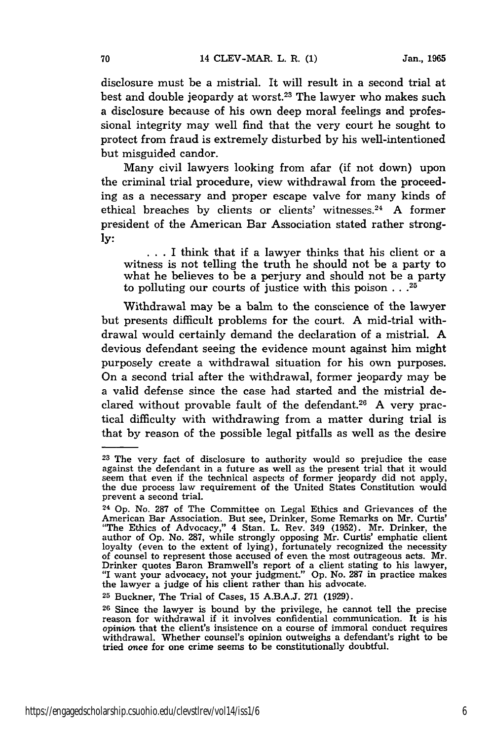disclosure must be a mistrial. It will result in a second trial at best and double jeopardy at worst.[23] The lawyer who makes such a disclosure because of his own deep moral feelings and professional integrity may well find that the very court he sought to protect from fraud is extremely disturbed by his well-intentioned but misguided candor.

Many civil lawyers looking from afar (if not down) upon the criminal trial procedure, view withdrawal from the proceeding as a necessary and proper escape valve for many kinds of ethical breaches by clients or clients' witnesses.[24] A former president of the American Bar Association stated rather strongly:

> . . . I think that if a lawyer thinks that his client or a witness is not telling the truth he should not be a party to what he believes to be a perjury and should not be a party to polluting our courts of justice with this poison . . .[25]

Withdrawal may be a balm to the conscience of the lawyer but presents difficult problems for the court. A mid-trial withdrawal would certainly demand the declaration of a mistrial. A devious defendant seeing the evidence mount against him might purposely create a withdrawal situation for his own purposes. On a second trial after the withdrawal, former jeopardy may be a valid defense since the case had started and the mistrial declared without provable fault of the defendant.[26] A very practical difficulty with withdrawing from a matter during trial is that by reason of the possible legal pitfalls as well as the desire

---

[23] The very fact of disclosure to authority would so prejudice the case against the defendant in a future as well as the present trial that it would seem that even if the technical aspects of former jeopardy did not apply, the due process law requirement of the United States Constitution would prevent a second trial.

[24] Op. No. 287 of The Committee on Legal Ethics and Grievances of the American Bar Association. But see, Drinker, Some Remarks on Mr. Curtis' "The Ethics of Advocacy," 4 Stan. L. Rev. 349 (1952). Mr. Drinker, the author of Op. No. 287, while strongly opposing Mr. Curtis' emphatic client loyalty (even to the extent of lying), fortunately recognized the necessity of counsel to represent those accused of even the most outrageous acts. Mr. Drinker quotes Baron Bramwell's report of a client stating to his lawyer, "I want your advocacy, not your judgment." Op. No. 287 in practice makes the lawyer a judge of his client rather than his advocate.

[25] Buckner, The Trial of Cases, 15 A.B.A.J. 271 (1929).

[26] Since the lawyer is bound by the privilege, he cannot tell the precise reason for withdrawal if it involves confidential communication. It is his *opinion* that the client's insistence on a course of immoral conduct requires withdrawal. Whether counsel's opinion outweighs a defendant's right to be tried *once* for one crime seems to be constitutionally doubtful.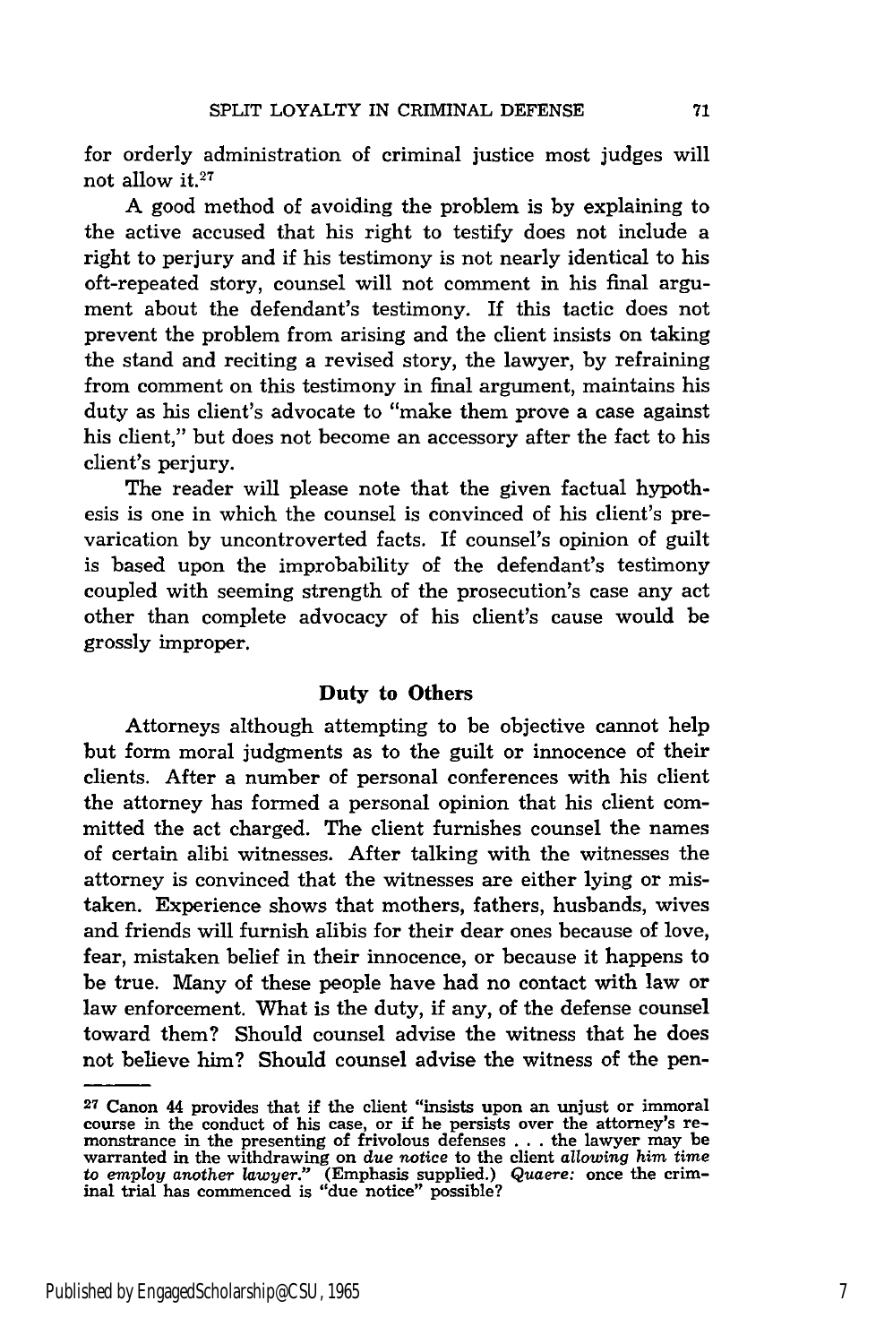for orderly administration of criminal justice most judges will not allow it.[27]

A good method of avoiding the problem is by explaining to the active accused that his right to testify does not include a right to perjury and if his testimony is not nearly identical to his oft-repeated story, counsel will not comment in his final argument about the defendant's testimony. If this tactic does not prevent the problem from arising and the client insists on taking the stand and reciting a revised story, the lawyer, by refraining from comment on this testimony in final argument, maintains his duty as his client's advocate to "make them prove a case against his client," but does not become an accessory after the fact to his client's perjury.

The reader will please note that the given factual hypothesis is one in which the counsel is convinced of his client's prevarication by uncontroverted facts. If counsel's opinion of guilt is based upon the improbability of the defendant's testimony coupled with seeming strength of the prosecution's case any act other than complete advocacy of his client's cause would be grossly improper.

### Duty to Others

Attorneys although attempting to be objective cannot help but form moral judgments as to the guilt or innocence of their clients. After a number of personal conferences with his client the attorney has formed a personal opinion that his client committed the act charged. The client furnishes counsel the names of certain alibi witnesses. After talking with the witnesses the attorney is convinced that the witnesses are either lying or mistaken. Experience shows that mothers, fathers, husbands, wives and friends will furnish alibis for their dear ones because of love, fear, mistaken belief in their innocence, or because it happens to be true. Many of these people have had no contact with law or law enforcement. What is the duty, if any, of the defense counsel toward them? Should counsel advise the witness that he does not believe him? Should counsel advise the witness of the pen-

---

[27] Canon 44 provides that if the client "insists upon an unjust or immoral course in the conduct of his case, or if he persists over the attorney's remonstrance in the presenting of frivolous defenses . . . the lawyer may be warranted in the withdrawing on *due notice* to the client *allowing him time to employ another lawyer*." (Emphasis supplied.) *Quaere:* once the criminal trial has commenced is "due notice" possible?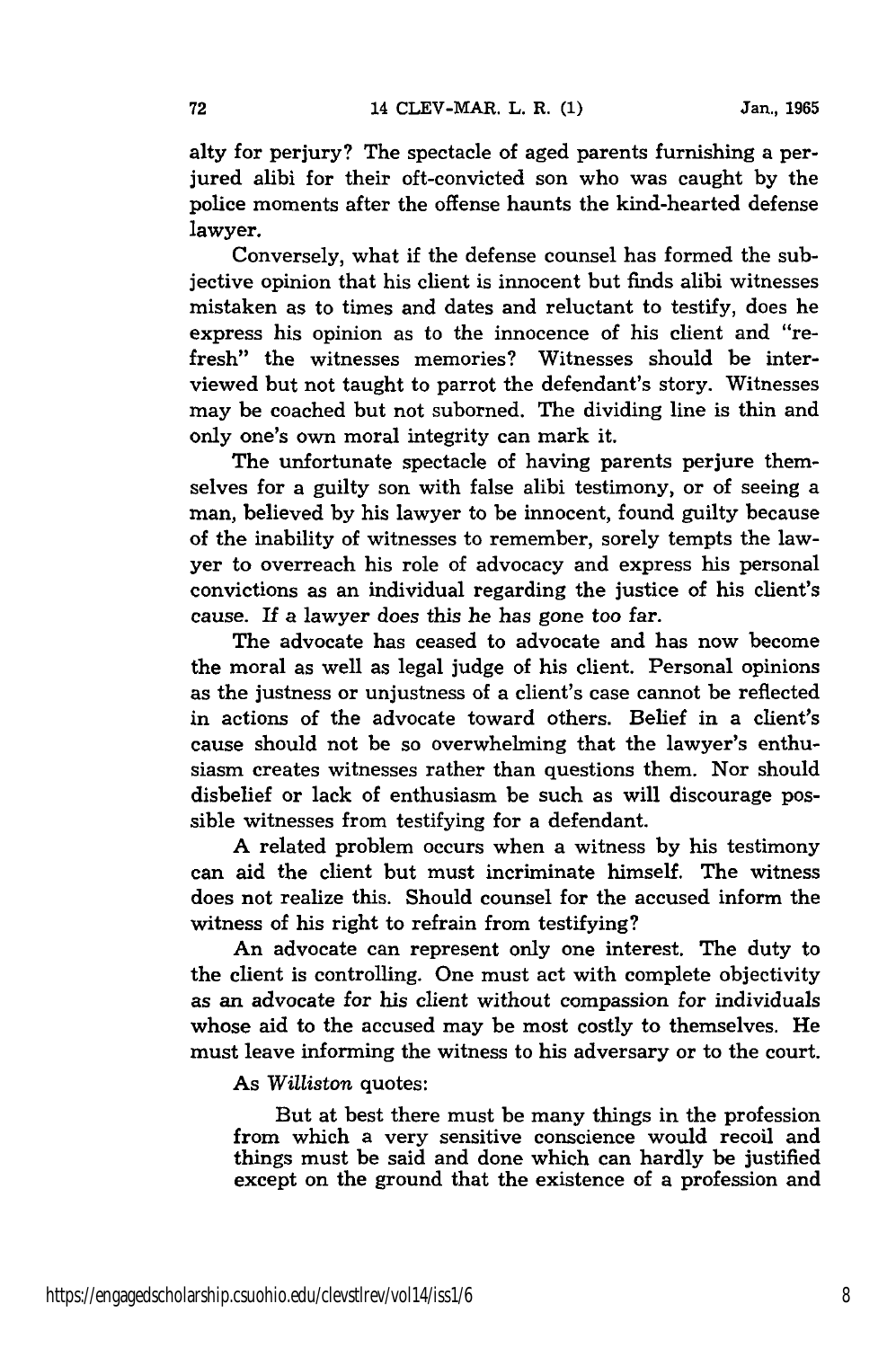alty for perjury? The spectacle of aged parents furnishing a perjured alibi for their oft-convicted son who was caught by the police moments after the offense haunts the kind-hearted defense lawyer.

Conversely, what if the defense counsel has formed the subjective opinion that his client is innocent but finds alibi witnesses mistaken as to times and dates and reluctant to testify, does he express his opinion as to the innocence of his client and "refresh" the witnesses memories? Witnesses should be interviewed but not taught to parrot the defendant's story. Witnesses may be coached but not suborned. The dividing line is thin and only one's own moral integrity can mark it.

The unfortunate spectacle of having parents perjure themselves for a guilty son with false alibi testimony, or of seeing a man, believed by his lawyer to be innocent, found guilty because of the inability of witnesses to remember, sorely tempts the lawyer to overreach his role of advocacy and express his personal convictions as an individual regarding the justice of his client's cause. If a lawyer does this he has gone too far.

The advocate has ceased to advocate and has now become the moral as well as legal judge of his client. Personal opinions as the justness or unjustness of a client's case cannot be reflected in actions of the advocate toward others. Belief in a client's cause should not be so overwhelming that the lawyer's enthusiasm creates witnesses rather than questions them. Nor should disbelief or lack of enthusiasm be such as will discourage possible witnesses from testifying for a defendant.

A related problem occurs when a witness by his testimony can aid the client but must incriminate himself. The witness does not realize this. Should counsel for the accused inform the witness of his right to refrain from testifying?

An advocate can represent only one interest. The duty to the client is controlling. One must act with complete objectivity as an advocate for his client without compassion for individuals whose aid to the accused may be most costly to themselves. He must leave informing the witness to his adversary or to the court.

As *Williston* quotes:

> But at best there must be many things in the profession from which a very sensitive conscience would recoil and things must be said and done which can hardly be justified except on the ground that the existence of a profession and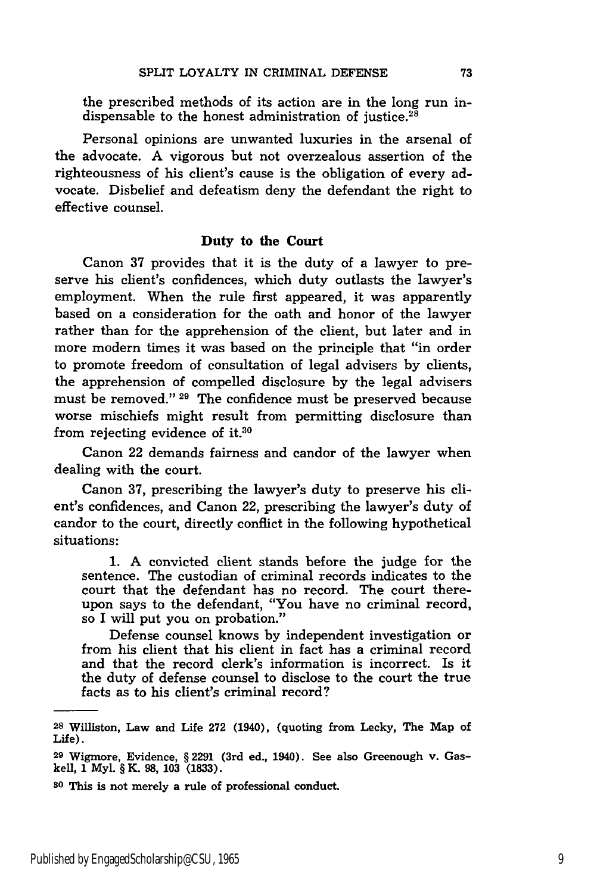the prescribed methods of its action are in the long run indispensable to the honest administration of justice.[28]

Personal opinions are unwanted luxuries in the arsenal of the advocate. A vigorous but not overzealous assertion of the righteousness of his client's cause is the obligation of every advocate. Disbelief and defeatism deny the defendant the right to effective counsel.

### Duty to the Court

Canon 37 provides that it is the duty of a lawyer to preserve his client's confidences, which duty outlasts the lawyer's employment. When the rule first appeared, it was apparently based on a consideration for the oath and honor of the lawyer rather than for the apprehension of the client, but later and in more modern times it was based on the principle that "in order to promote freedom of consultation of legal advisers by clients, the apprehension of compelled disclosure by the legal advisers must be removed."[29] The confidence must be preserved because worse mischiefs might result from permitting disclosure than from rejecting evidence of it.[30]

Canon 22 demands fairness and candor of the lawyer when dealing with the court.

Canon 37, prescribing the lawyer's duty to preserve his client's confidences, and Canon 22, prescribing the lawyer's duty of candor to the court, directly conflict in the following hypothetical situations:

> 1. A convicted client stands before the judge for the sentence. The custodian of criminal records indicates to the court that the defendant has no record. The court thereupon says to the defendant, "You have no criminal record, so I will put you on probation."
>
> Defense counsel knows by independent investigation or from his client that his client in fact has a criminal record and that the record clerk's information is incorrect. Is it the duty of defense counsel to disclose to the court the true facts as to his client's criminal record?

---

[28] Williston, Law and Life 272 (1940), (quoting from Lecky, The Map of Life).

[29] Wigmore, Evidence, § 2291 (3rd ed., 1940). See also Greenough v. Gaskell, 1 Myl. § K. 98, 103 (1833).

[30] This is not merely a rule of professional conduct.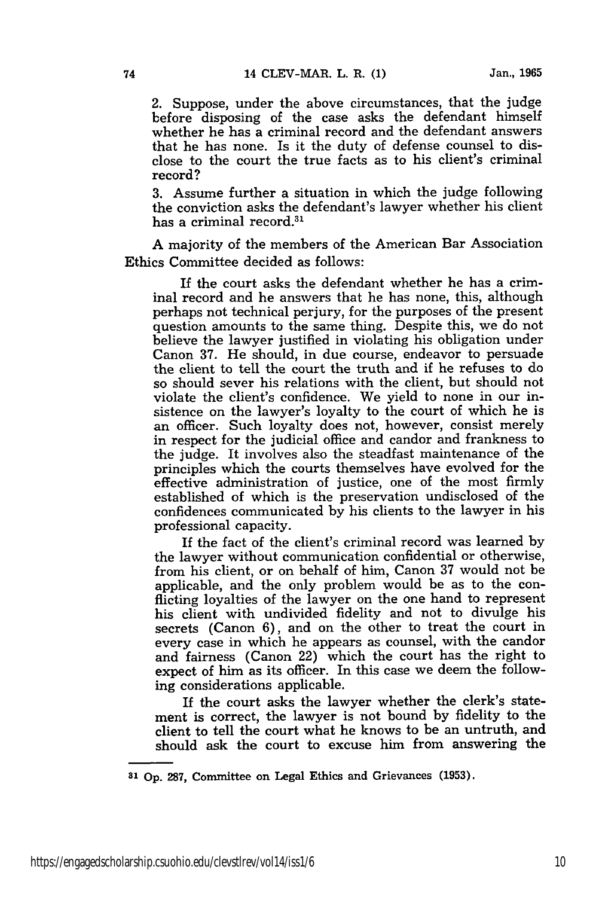2. Suppose, under the above circumstances, that the judge before disposing of the case asks the defendant himself whether he has a criminal record and the defendant answers that he has none. Is it the duty of defense counsel to disclose to the court the true facts as to his client's criminal record?

3. Assume further a situation in which the judge following the conviction asks the defendant's lawyer whether his client has a criminal record.[31]

A majority of the members of the American Bar Association Ethics Committee decided as follows:

> If the court asks the defendant whether he has a criminal record and he answers that he has none, this, although perhaps not technical perjury, for the purposes of the present question amounts to the same thing. Despite this, we do not believe the lawyer justified in violating his obligation under Canon 37. He should, in due course, endeavor to persuade the client to tell the court the truth and if he refuses to do so should sever his relations with the client, but should not violate the client's confidence. We yield to none in our insistence on the lawyer's loyalty to the court of which he is an officer. Such loyalty does not, however, consist merely in respect for the judicial office and candor and frankness to the judge. It involves also the steadfast maintenance of the principles which the courts themselves have evolved for the effective administration of justice, one of the most firmly established of which is the preservation undisclosed of the confidences communicated by his clients to the lawyer in his professional capacity.
>
> If the fact of the client's criminal record was learned by the lawyer without communication confidential or otherwise, from his client, or on behalf of him, Canon 37 would not be applicable, and the only problem would be as to the conflicting loyalties of the lawyer on the one hand to represent his client with undivided fidelity and not to divulge his secrets (Canon 6), and on the other to treat the court in every case in which he appears as counsel, with the candor and fairness (Canon 22) which the court has the right to expect of him as its officer. In this case we deem the following considerations applicable.
>
> If the court asks the lawyer whether the clerk's statement is correct, the lawyer is not bound by fidelity to the client to tell the court what he knows to be an untruth, and should ask the court to excuse him from answering the

---

[31] Op. 287, Committee on Legal Ethics and Grievances (1953).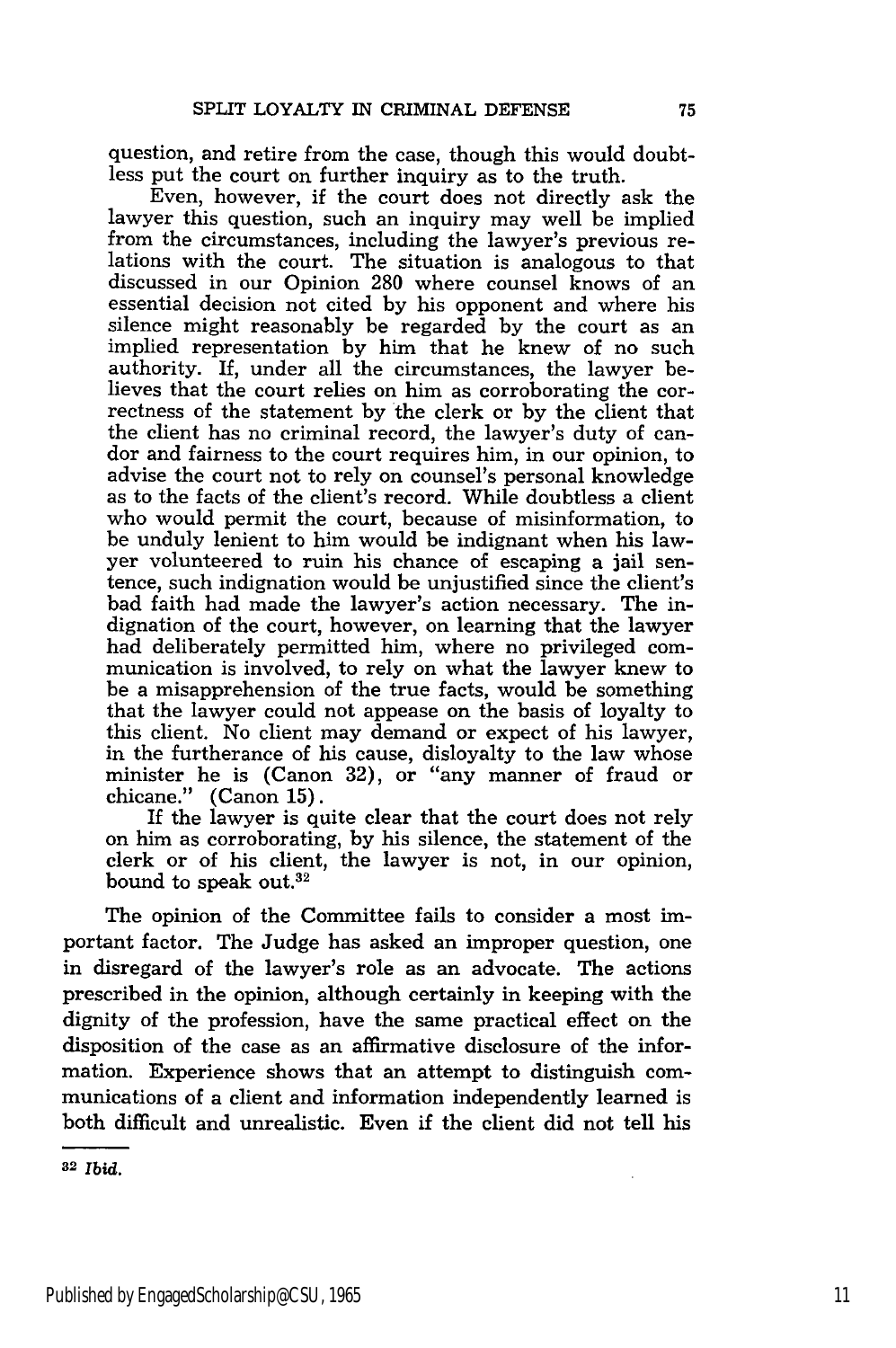question, and retire from the case, though this would doubtless put the court on further inquiry as to the truth.

Even, however, if the court does not directly ask the lawyer this question, such an inquiry may well be implied from the circumstances, including the lawyer's previous relations with the court. The situation is analogous to that discussed in our Opinion 280 where counsel knows of an essential decision not cited by his opponent and where his silence might reasonably be regarded by the court as an implied representation by him that he knew of no such authority. If, under all the circumstances, the lawyer believes that the court relies on him as corroborating the correctness of the statement by the clerk or by the client that the client has no criminal record, the lawyer's duty of candor and fairness to the court requires him, in our opinion, to advise the court not to rely on counsel's personal knowledge as to the facts of the client's record. While doubtless a client who would permit the court, because of misinformation, to be unduly lenient to him would be indignant when his lawyer volunteered to ruin his chance of escaping a jail sentence, such indignation would be unjustified since the client's bad faith had made the lawyer's action necessary. The indignation of the court, however, on learning that the lawyer had deliberately permitted him, where no privileged communication is involved, to rely on what the lawyer knew to be a misapprehension of the true facts, would be something that the lawyer could not appease on the basis of loyalty to this client. No client may demand or expect of his lawyer, in the furtherance of his cause, disloyalty to the law whose minister he is (Canon 32), or "any manner of fraud or chicane." (Canon 15).

If the lawyer is quite clear that the court does not rely on him as corroborating, by his silence, the statement of the clerk or of his client, the lawyer is not, in our opinion, bound to speak out.[32]

The opinion of the Committee fails to consider a most important factor. The Judge has asked an improper question, one in disregard of the lawyer's role as an advocate. The actions prescribed in the opinion, although certainly in keeping with the dignity of the profession, have the same practical effect on the disposition of the case as an affirmative disclosure of the information. Experience shows that an attempt to distinguish communications of a client and information independently learned is both difficult and unrealistic. Even if the client did not tell his

---

[32] *Ibid.*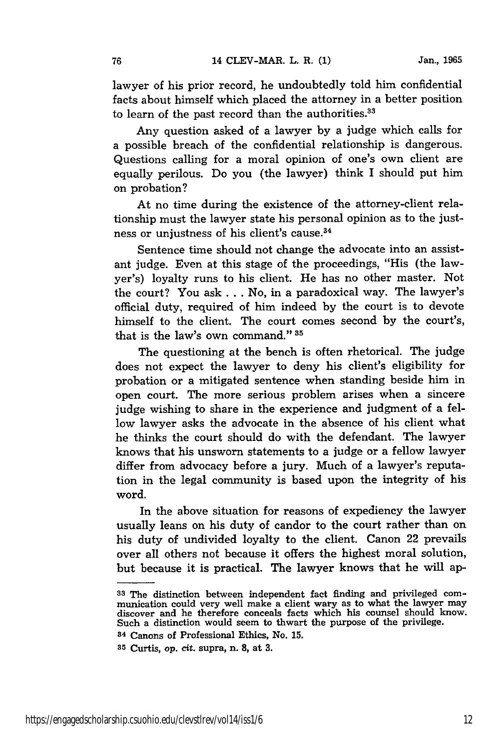lawyer of his prior record, he undoubtedly told him confidential facts about himself which placed the attorney in a better position to learn of the past record than the authorities.[33]

Any question asked of a lawyer by a judge which calls for a possible breach of the confidential relationship is dangerous. Questions calling for a moral opinion of one's own client are equally perilous. Do you (the lawyer) think I should put him on probation?

At no time during the existence of the attorney-client relationship must the lawyer state his personal opinion as to the justness or unjustness of his client's cause.[34]

Sentence time should not change the advocate into an assistant judge. Even at this stage of the proceedings, "His (the lawyer's) loyalty runs to his client. He has no other master. Not the court? You ask . . . No, in a paradoxical way. The lawyer's official duty, required of him indeed by the court is to devote himself to the client. The court comes second by the court's, that is the law's own command."[35]

The questioning at the bench is often rhetorical. The judge does not expect the lawyer to deny his client's eligibility for probation or a mitigated sentence when standing beside him in open court. The more serious problem arises when a sincere judge wishing to share in the experience and judgment of a fellow lawyer asks the advocate in the absence of his client what he thinks the court should do with the defendant. The lawyer knows that his unsworn statements to a judge or a fellow lawyer differ from advocacy before a jury. Much of a lawyer's reputation in the legal community is based upon the integrity of his word.

In the above situation for reasons of expediency the lawyer usually leans on his duty of candor to the court rather than on his duty of undivided loyalty to the client. Canon 22 prevails over all others not because it offers the highest moral solution, but because it is practical. The lawyer knows that he will ap-

---

[33] The distinction between independent fact finding and privileged communication could very well make a client wary as to what the lawyer may discover and he therefore conceals facts which his counsel should know. Such a distinction would seem to thwart the purpose of the privilege.

[34] Canons of Professional Ethics, No. 15.

[35] Curtis, *op. cit.* supra, n. 8, at 3.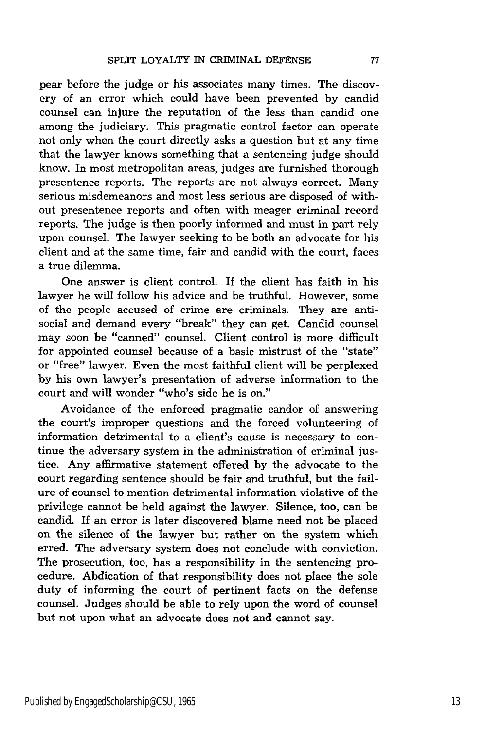pear before the judge or his associates many times. The discovery of an error which could have been prevented by candid counsel can injure the reputation of the less than candid one among the judiciary. This pragmatic control factor can operate not only when the court directly asks a question but at any time that the lawyer knows something that a sentencing judge should know. In most metropolitan areas, judges are furnished thorough presentence reports. The reports are not always correct. Many serious misdemeanors and most less serious are disposed of without presentence reports and often with meager criminal record reports. The judge is then poorly informed and must in part rely upon counsel. The lawyer seeking to be both an advocate for his client and at the same time, fair and candid with the court, faces a true dilemma.

One answer is client control. If the client has faith in his lawyer he will follow his advice and be truthful. However, some of the people accused of crime are criminals. They are anti-social and demand every "break" they can get. Candid counsel may soon be "canned" counsel. Client control is more difficult for appointed counsel because of a basic mistrust of the "state" or "free" lawyer. Even the most faithful client will be perplexed by his own lawyer's presentation of adverse information to the court and will wonder "who's side he is on."

Avoidance of the enforced pragmatic candor of answering the court's improper questions and the forced volunteering of information detrimental to a client's cause is necessary to continue the adversary system in the administration of criminal justice. Any affirmative statement offered by the advocate to the court regarding sentence should be fair and truthful, but the failure of counsel to mention detrimental information violative of the privilege cannot be held against the lawyer. Silence, too, can be candid. If an error is later discovered blame need not be placed on the silence of the lawyer but rather on the system which erred. The adversary system does not conclude with conviction. The prosecution, too, has a responsibility in the sentencing procedure. Abdication of that responsibility does not place the sole duty of informing the court of pertinent facts on the defense counsel. Judges should be able to rely upon the word of counsel but not upon what an advocate does not and cannot say.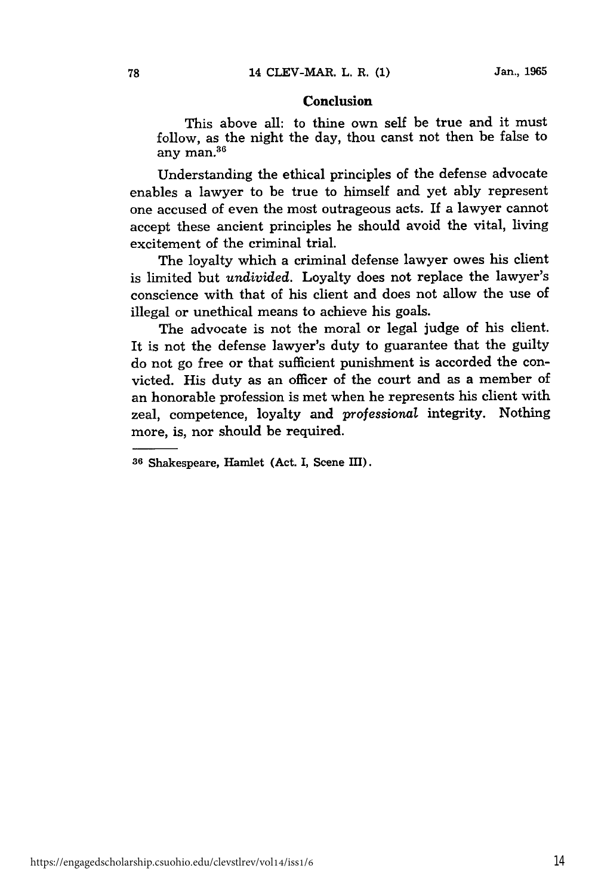## Conclusion

> This above all: to thine own self be true and it must follow, as the night the day, thou canst not then be false to any man.[36]

Understanding the ethical principles of the defense advocate enables a lawyer to be true to himself and yet ably represent one accused of even the most outrageous acts. If a lawyer cannot accept these ancient principles he should avoid the vital, living excitement of the criminal trial.

The loyalty which a criminal defense lawyer owes his client is limited but *undivided.* Loyalty does not replace the lawyer's conscience with that of his client and does not allow the use of illegal or unethical means to achieve his goals.

The advocate is not the moral or legal judge of his client. It is not the defense lawyer's duty to guarantee that the guilty do not go free or that sufficient punishment is accorded the convicted. His duty as an officer of the court and as a member of an honorable profession is met when he represents his client with zeal, competence, loyalty and *professional* integrity. Nothing more, is, nor should be required.

---

[36] Shakespeare, Hamlet (Act. I, Scene III).